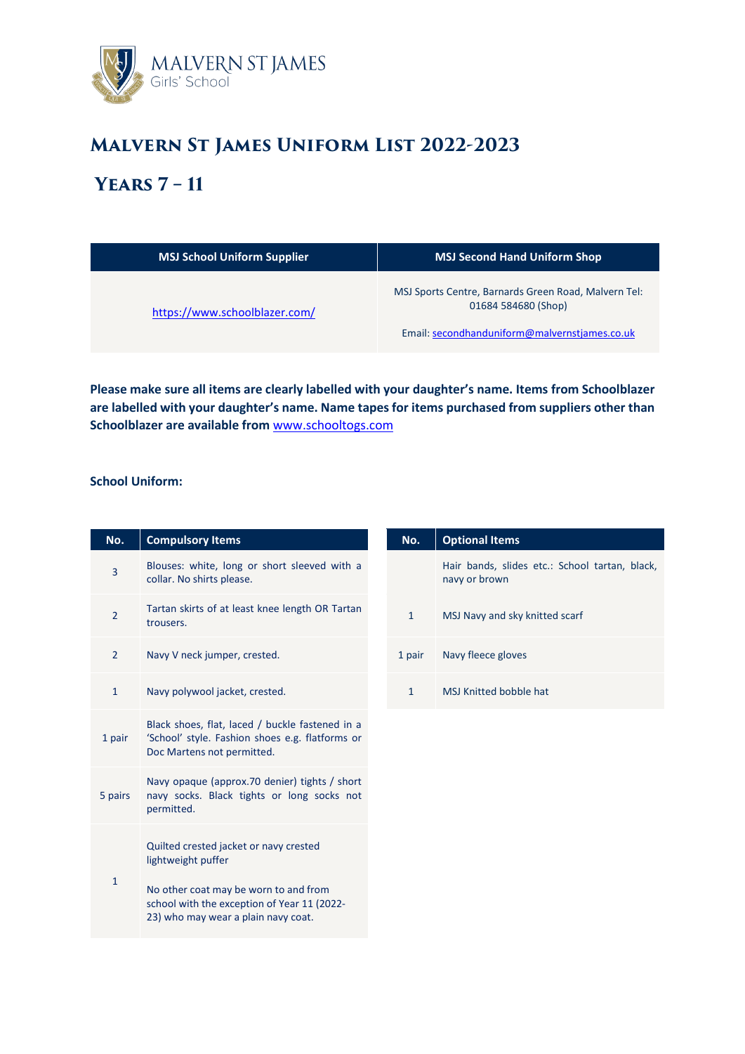MALVERN ST JAMES
Girls' School

# Malvern St James Uniform List 2022-2023

# Years 7 – 11

| MSJ School Uniform Supplier | MSJ Second Hand Uniform Shop |
|---|---|
| https://www.schoolblazer.com/ | MSJ Sports Centre, Barnards Green Road, Malvern Tel: 01684 584680 (Shop)<br><br>Email: secondhanduniform@malvernstjames.co.uk |

**Please make sure all items are clearly labelled with your daughter's name. Items from Schoolblazer are labelled with your daughter's name. Name tapes for items purchased from suppliers other than Schoolblazer are available from** www.schooltogs.com

**School Uniform:**

| No. | Compulsory Items |
|---|---|
| 3 | Blouses: white, long or short sleeved with a collar. No shirts please. |
| 2 | Tartan skirts of at least knee length OR Tartan trousers. |
| 2 | Navy V neck jumper, crested. |
| 1 | Navy polywool jacket, crested. |
| 1 pair | Black shoes, flat, laced / buckle fastened in a 'School' style. Fashion shoes e.g. flatforms or Doc Martens not permitted. |
| 5 pairs | Navy opaque (approx.70 denier) tights / short navy socks. Black tights or long socks not permitted. |
| 1 | Quilted crested jacket or navy crested lightweight puffer<br><br>No other coat may be worn to and from school with the exception of Year 11 (2022-23) who may wear a plain navy coat. |

| No. | Optional Items |
|---|---|
| | Hair bands, slides etc.: School tartan, black, navy or brown |
| 1 | MSJ Navy and sky knitted scarf |
| 1 pair | Navy fleece gloves |
| 1 | MSJ Knitted bobble hat |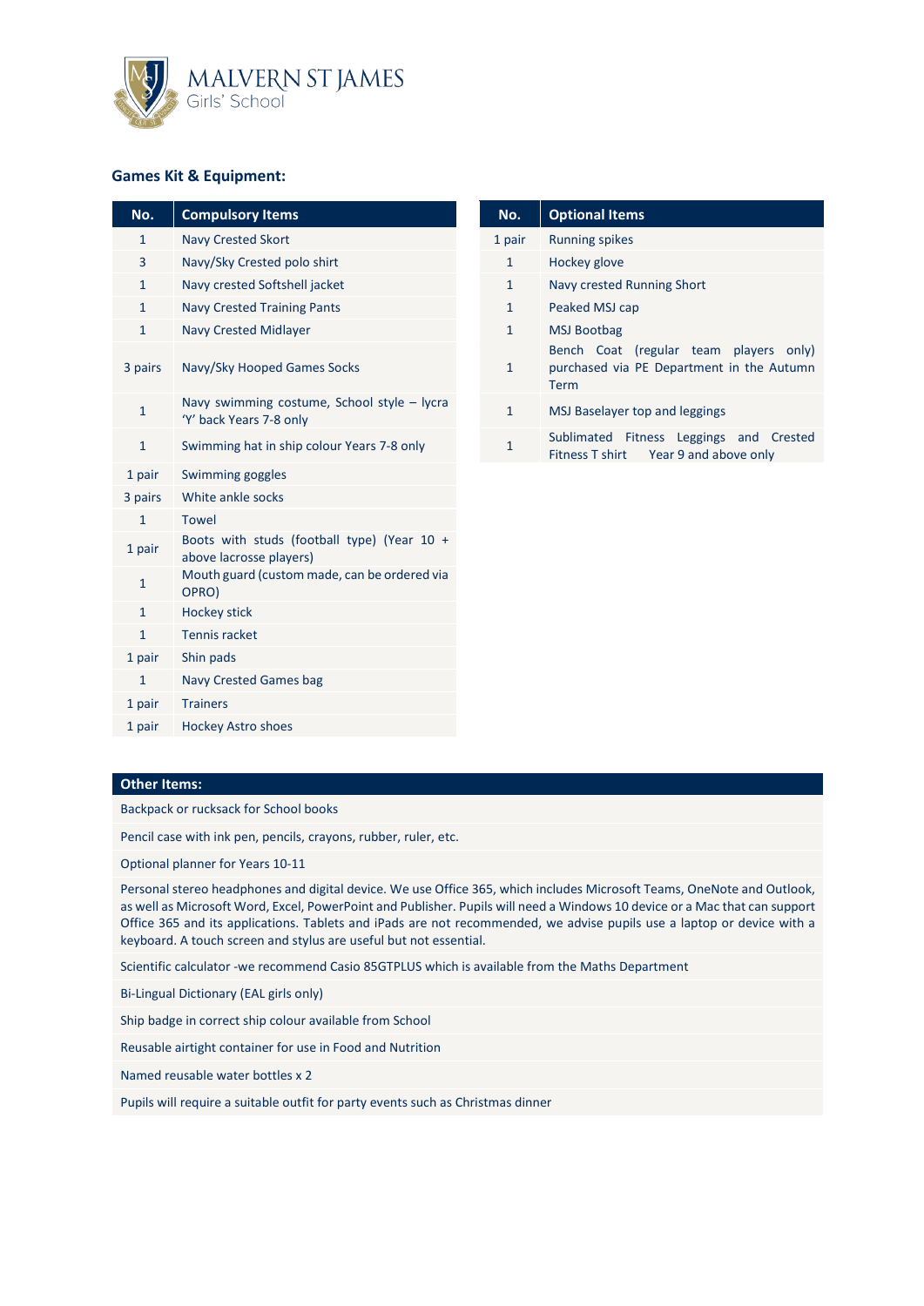MALVERN ST JAMES
Girls' School

## Games Kit & Equipment:

| No. | Compulsory Items |
|---|---|
| 1 | Navy Crested Skort |
| 3 | Navy/Sky Crested polo shirt |
| 1 | Navy crested Softshell jacket |
| 1 | Navy Crested Training Pants |
| 1 | Navy Crested Midlayer |
| 3 pairs | Navy/Sky Hooped Games Socks |
| 1 | Navy swimming costume, School style – lycra 'Y' back Years 7-8 only |
| 1 | Swimming hat in ship colour Years 7-8 only |
| 1 pair | Swimming goggles |
| 3 pairs | White ankle socks |
| 1 | Towel |
| 1 pair | Boots with studs (football type) (Year 10 + above lacrosse players) |
| 1 | Mouth guard (custom made, can be ordered via OPRO) |
| 1 | Hockey stick |
| 1 | Tennis racket |
| 1 pair | Shin pads |
| 1 | Navy Crested Games bag |
| 1 pair | Trainers |
| 1 pair | Hockey Astro shoes |

| No. | Optional Items |
|---|---|
| 1 pair | Running spikes |
| 1 | Hockey glove |
| 1 | Navy crested Running Short |
| 1 | Peaked MSJ cap |
| 1 | MSJ Bootbag |
| 1 | Bench Coat (regular team players only) purchased via PE Department in the Autumn Term |
| 1 | MSJ Baselayer top and leggings |
| 1 | Sublimated Fitness Leggings and Crested Fitness T shirt Year 9 and above only |

| Other Items: |
|---|
| Backpack or rucksack for School books |
| Pencil case with ink pen, pencils, crayons, rubber, ruler, etc. |
| Optional planner for Years 10-11 |
| Personal stereo headphones and digital device. We use Office 365, which includes Microsoft Teams, OneNote and Outlook, as well as Microsoft Word, Excel, PowerPoint and Publisher. Pupils will need a Windows 10 device or a Mac that can support Office 365 and its applications. Tablets and iPads are not recommended, we advise pupils use a laptop or device with a keyboard. A touch screen and stylus are useful but not essential. |
| Scientific calculator -we recommend Casio 85GTPLUS which is available from the Maths Department |
| Bi-Lingual Dictionary (EAL girls only) |
| Ship badge in correct ship colour available from School |
| Reusable airtight container for use in Food and Nutrition |
| Named reusable water bottles x 2 |
| Pupils will require a suitable outfit for party events such as Christmas dinner |